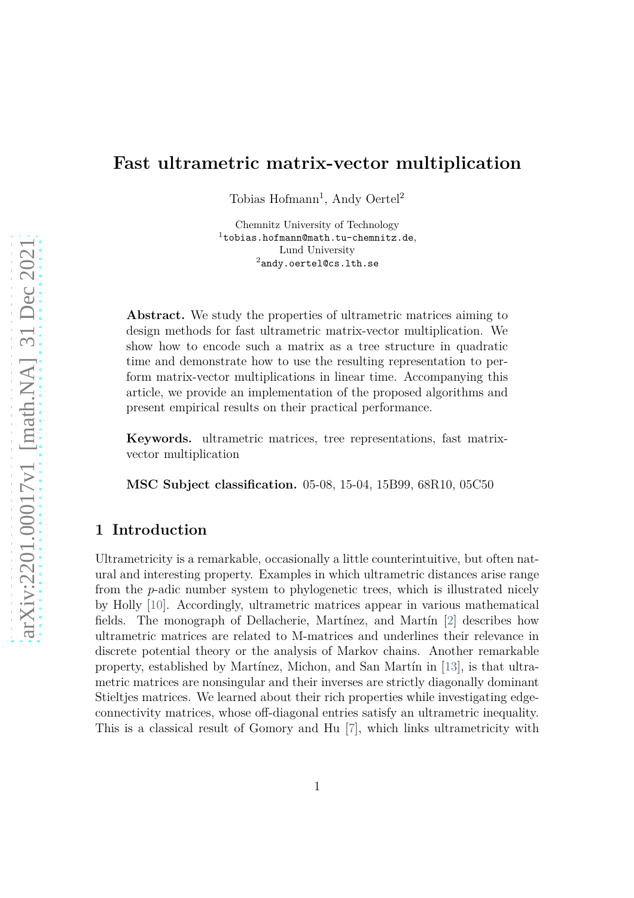# Fast ultrametric matrix-vector multiplication

Tobias Hofmann[1], Andy Oertel[2]

Chemnitz University of Technology
[1]tobias.hofmann@math.tu-chemnitz.de,
Lund University
[2]andy.oertel@cs.lth.se

**Abstract.** We study the properties of ultrametric matrices aiming to design methods for fast ultrametric matrix-vector multiplication. We show how to encode such a matrix as a tree structure in quadratic time and demonstrate how to use the resulting representation to perform matrix-vector multiplications in linear time. Accompanying this article, we provide an implementation of the proposed algorithms and present empirical results on their practical performance.

**Keywords.** ultrametric matrices, tree representations, fast matrix-vector multiplication

**MSC Subject classification.** 05-08, 15-04, 15B99, 68R10, 05C50

## 1 Introduction

Ultrametricity is a remarkable, occasionally a little counterintuitive, but often natural and interesting property. Examples in which ultrametric distances arise range from the $p$-adic number system to phylogenetic trees, which is illustrated nicely by Holly [10]. Accordingly, ultrametric matrices appear in various mathematical fields. The monograph of Dellacherie, Martínez, and Martín [2] describes how ultrametric matrices are related to M-matrices and underlines their relevance in discrete potential theory or the analysis of Markov chains. Another remarkable property, established by Martínez, Michon, and San Martín in [13], is that ultrametric matrices are nonsingular and their inverses are strictly diagonally dominant Stieltjes matrices. We learned about their rich properties while investigating edge-connectivity matrices, whose off-diagonal entries satisfy an ultrametric inequality. This is a classical result of Gomory and Hu [7], which links ultrametricity with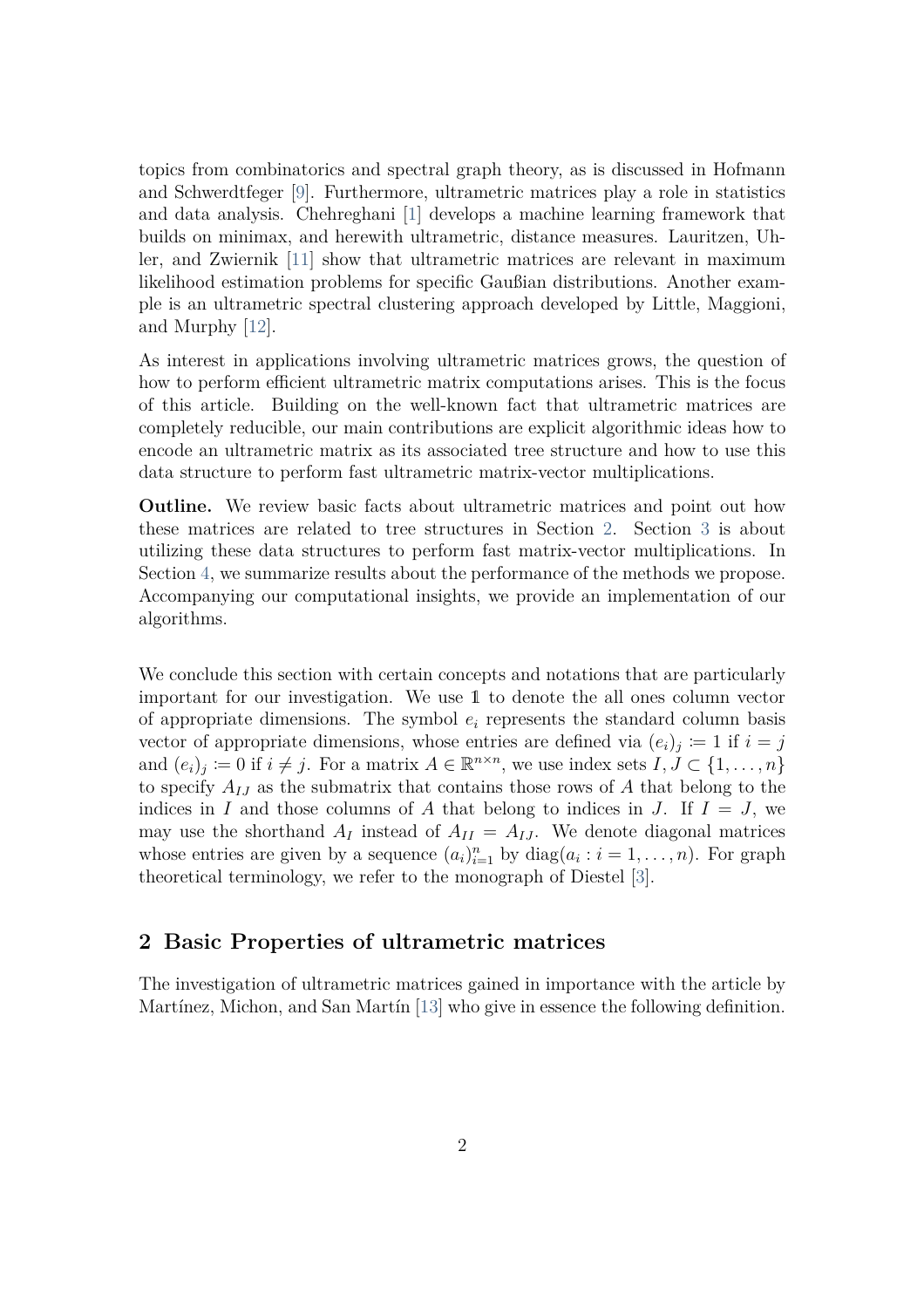topics from combinatorics and spectral graph theory, as is discussed in Hofmann and Schwerdtfeger [9]. Furthermore, ultrametric matrices play a role in statistics and data analysis. Chehreghani [1] develops a machine learning framework that builds on minimax, and herewith ultrametric, distance measures. Lauritzen, Uhler, and Zwiernik [11] show that ultrametric matrices are relevant in maximum likelihood estimation problems for specific Gaußian distributions. Another example is an ultrametric spectral clustering approach developed by Little, Maggioni, and Murphy [12].

As interest in applications involving ultrametric matrices grows, the question of how to perform efficient ultrametric matrix computations arises. This is the focus of this article. Building on the well-known fact that ultrametric matrices are completely reducible, our main contributions are explicit algorithmic ideas how to encode an ultrametric matrix as its associated tree structure and how to use this data structure to perform fast ultrametric matrix-vector multiplications.

**Outline.** We review basic facts about ultrametric matrices and point out how these matrices are related to tree structures in Section 2. Section 3 is about utilizing these data structures to perform fast matrix-vector multiplications. In Section 4, we summarize results about the performance of the methods we propose. Accompanying our computational insights, we provide an implementation of our algorithms.

We conclude this section with certain concepts and notations that are particularly important for our investigation. We use $\mathbb{1}$ to denote the all ones column vector of appropriate dimensions. The symbol $e_i$ represents the standard column basis vector of appropriate dimensions, whose entries are defined via $(e_i)_j \coloneqq 1$ if $i = j$ and $(e_i)_j \coloneqq 0$ if $i \neq j$. For a matrix $A \in \mathbb{R}^{n \times n}$, we use index sets $I, J \subset \{1, \dots, n\}$ to specify $A_{IJ}$ as the submatrix that contains those rows of $A$ that belong to the indices in $I$ and those columns of $A$ that belong to indices in $J$. If $I = J$, we may use the shorthand $A_I$ instead of $A_{II} = A_{IJ}$. We denote diagonal matrices whose entries are given by a sequence $(a_i)_{i=1}^n$ by $\operatorname{diag}(a_i : i = 1, \dots, n)$. For graph theoretical terminology, we refer to the monograph of Diestel [3].

## 2 Basic Properties of ultrametric matrices

The investigation of ultrametric matrices gained in importance with the article by Martínez, Michon, and San Martín [13] who give in essence the following definition.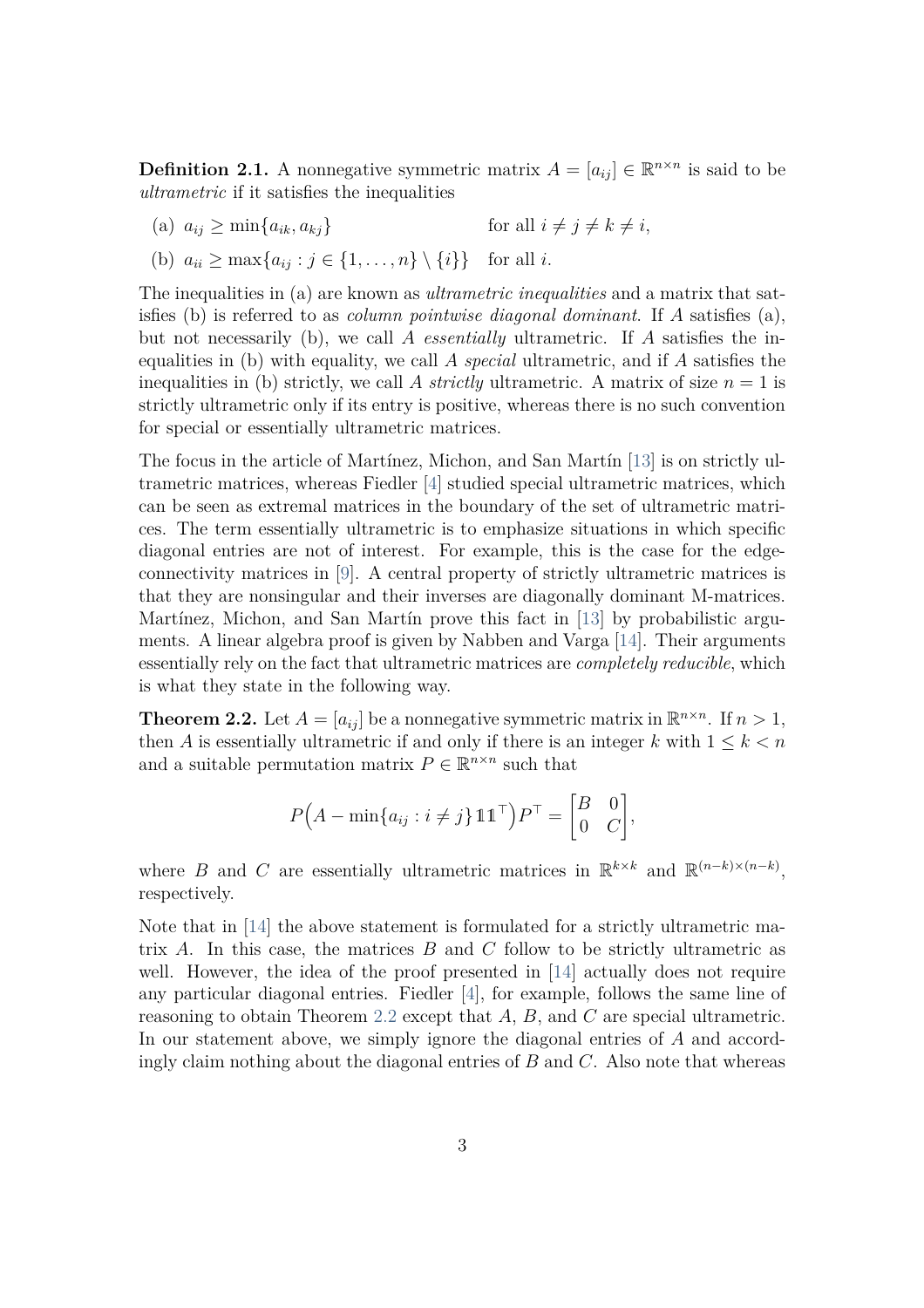**Definition 2.1.** A nonnegative symmetric matrix $A = [a_{ij}] \in \mathbb{R}^{n\times n}$ is said to be *ultrametric* if it satisfies the inequalities

(a) $a_{ij} \geq \min\{a_{ik}, a_{kj}\}$ for all $i \neq j \neq k \neq i$,

(b) $a_{ii} \geq \max\{a_{ij} : j \in \{1, \dots, n\} \setminus \{i\}\}$ for all $i$.

The inequalities in (a) are known as *ultrametric inequalities* and a matrix that satisfies (b) is referred to as *column pointwise diagonal dominant*. If $A$ satisfies (a), but not necessarily (b), we call $A$ *essentially* ultrametric. If $A$ satisfies the inequalities in (b) with equality, we call $A$ *special* ultrametric, and if $A$ satisfies the inequalities in (b) strictly, we call $A$ *strictly* ultrametric. A matrix of size $n = 1$ is strictly ultrametric only if its entry is positive, whereas there is no such convention for special or essentially ultrametric matrices.

The focus in the article of Martínez, Michon, and San Martín [13] is on strictly ultrametric matrices, whereas Fiedler [4] studied special ultrametric matrices, which can be seen as extremal matrices in the boundary of the set of ultrametric matrices. The term essentially ultrametric is to emphasize situations in which specific diagonal entries are not of interest. For example, this is the case for the edge-connectivity matrices in [9]. A central property of strictly ultrametric matrices is that they are nonsingular and their inverses are diagonally dominant M-matrices. Martínez, Michon, and San Martín prove this fact in [13] by probabilistic arguments. A linear algebra proof is given by Nabben and Varga [14]. Their arguments essentially rely on the fact that ultrametric matrices are *completely reducible*, which is what they state in the following way.

**Theorem 2.2.** Let $A = [a_{ij}]$ be a nonnegative symmetric matrix in $\mathbb{R}^{n\times n}$. If $n > 1$, then $A$ is essentially ultrametric if and only if there is an integer $k$ with $1 \leq k < n$ and a suitable permutation matrix $P \in \mathbb{R}^{n\times n}$ such that

$$P\Big(A - \min\{a_{ij} : i \neq j\}\, \mathbb{1}\mathbb{1}^\top\Big)P^\top = \begin{bmatrix} B & 0 \\ 0 & C \end{bmatrix},$$

where $B$ and $C$ are essentially ultrametric matrices in $\mathbb{R}^{k\times k}$ and $\mathbb{R}^{(n-k)\times(n-k)}$, respectively.

Note that in [14] the above statement is formulated for a strictly ultrametric matrix $A$. In this case, the matrices $B$ and $C$ follow to be strictly ultrametric as well. However, the idea of the proof presented in [14] actually does not require any particular diagonal entries. Fiedler [4], for example, follows the same line of reasoning to obtain Theorem 2.2 except that $A$, $B$, and $C$ are special ultrametric. In our statement above, we simply ignore the diagonal entries of $A$ and accordingly claim nothing about the diagonal entries of $B$ and $C$. Also note that whereas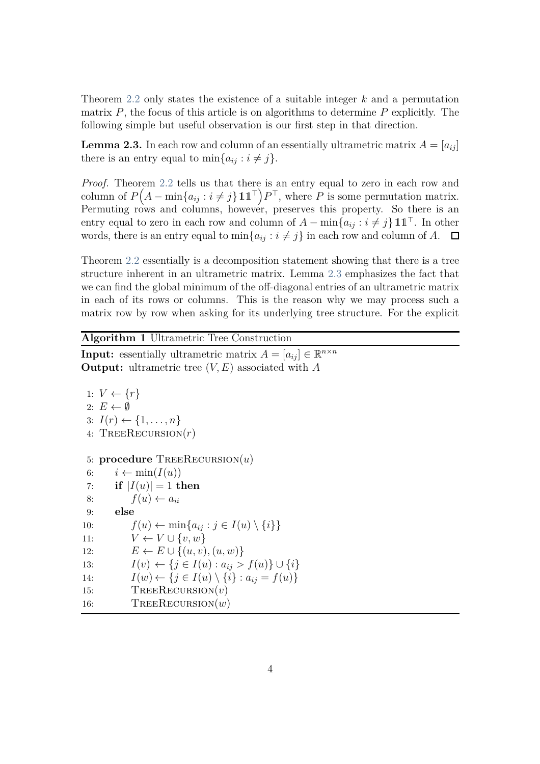Theorem 2.2 only states the existence of a suitable integer $k$ and a permutation matrix $P$, the focus of this article is on algorithms to determine $P$ explicitly. The following simple but useful observation is our first step in that direction.

**Lemma 2.3.** In each row and column of an essentially ultrametric matrix $A = [a_{ij}]$ there is an entry equal to $\min\{a_{ij} : i \neq j\}$.

*Proof.* Theorem 2.2 tells us that there is an entry equal to zero in each row and column of $P\left(A - \min\{a_{ij} : i \neq j\}\mathbb{1}\mathbb{1}^\top\right)P^\top$, where $P$ is some permutation matrix. Permuting rows and columns, however, preserves this property. So there is an entry equal to zero in each row and column of $A - \min\{a_{ij} : i \neq j\}\mathbb{1}\mathbb{1}^\top$. In other words, there is an entry equal to $\min\{a_{ij} : i \neq j\}$ in each row and column of $A$. $\square$

Theorem 2.2 essentially is a decomposition statement showing that there is a tree structure inherent in an ultrametric matrix. Lemma 2.3 emphasizes the fact that we can find the global minimum of the off-diagonal entries of an ultrametric matrix in each of its rows or columns. This is the reason why we may process such a matrix row by row when asking for its underlying tree structure. For the explicit

**Algorithm 1** Ultrametric Tree Construction

**Input:** essentially ultrametric matrix $A = [a_{ij}] \in \mathbb{R}^{n \times n}$
**Output:** ultrametric tree $(V, E)$ associated with $A$

```
 1: V ← {r}
 2: E ← ∅
 3: I(r) ← {1, ..., n}
 4: TreeRecursion(r)

 5: procedure TreeRecursion(u)
 6:     i ← min(I(u))
 7:     if |I(u)| = 1 then
 8:         f(u) ← a_ii
 9:     else
10:         f(u) ← min{a_ij : j ∈ I(u) \ {i}}
11:         V ← V ∪ {v, w}
12:         E ← E ∪ {(u, v), (u, w)}
13:         I(v) ← {j ∈ I(u) : a_ij > f(u)} ∪ {i}
14:         I(w) ← {j ∈ I(u) \ {i} : a_ij = f(u)}
15:         TreeRecursion(v)
16:         TreeRecursion(w)
```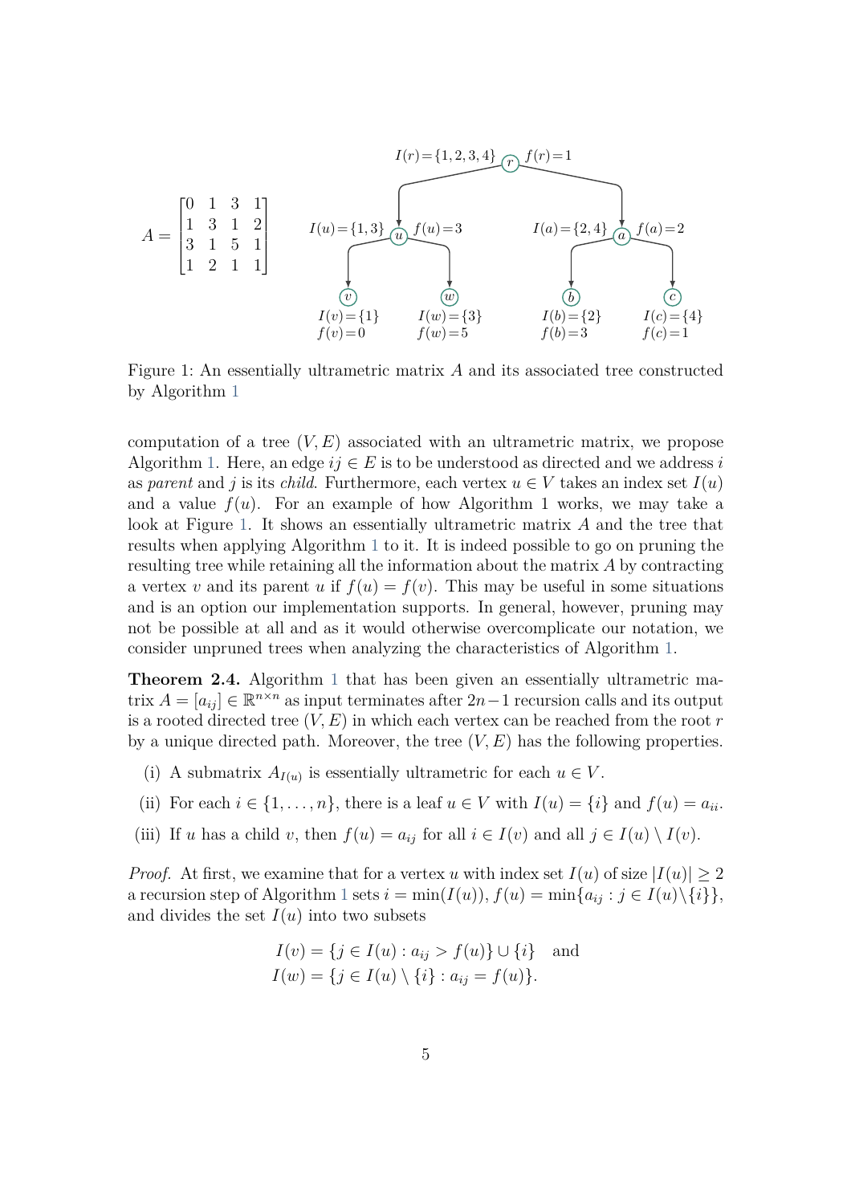$$A = \begin{bmatrix} 0 & 1 & 3 & 1 \\ 1 & 3 & 1 & 2 \\ 3 & 1 & 5 & 1 \\ 1 & 2 & 1 & 1 \end{bmatrix}$$

Figure 1: An essentially ultrametric matrix $A$ and its associated tree constructed by Algorithm 1

computation of a tree $(V, E)$ associated with an ultrametric matrix, we propose Algorithm 1. Here, an edge $ij \in E$ is to be understood as directed and we address $i$ as *parent* and $j$ is its *child*. Furthermore, each vertex $u \in V$ takes an index set $I(u)$ and a value $f(u)$. For an example of how Algorithm 1 works, we may take a look at Figure 1. It shows an essentially ultrametric matrix $A$ and the tree that results when applying Algorithm 1 to it. It is indeed possible to go on pruning the resulting tree while retaining all the information about the matrix $A$ by contracting a vertex $v$ and its parent $u$ if $f(u) = f(v)$. This may be useful in some situations and is an option our implementation supports. In general, however, pruning may not be possible at all and as it would otherwise overcomplicate our notation, we consider unpruned trees when analyzing the characteristics of Algorithm 1.

**Theorem 2.4.** Algorithm 1 that has been given an essentially ultrametric matrix $A = [a_{ij}] \in \mathbb{R}^{n \times n}$ as input terminates after $2n-1$ recursion calls and its output is a rooted directed tree $(V, E)$ in which each vertex can be reached from the root $r$ by a unique directed path. Moreover, the tree $(V, E)$ has the following properties.

(i) A submatrix $A_{I(u)}$ is essentially ultrametric for each $u \in V$.

(ii) For each $i \in \{1, \ldots, n\}$, there is a leaf $u \in V$ with $I(u) = \{i\}$ and $f(u) = a_{ii}$.

(iii) If $u$ has a child $v$, then $f(u) = a_{ij}$ for all $i \in I(v)$ and all $j \in I(u) \setminus I(v)$.

*Proof.* At first, we examine that for a vertex $u$ with index set $I(u)$ of size $|I(u)| \geq 2$ a recursion step of Algorithm 1 sets $i = \min(I(u))$, $f(u) = \min\{a_{ij} : j \in I(u)\setminus\{i\}\}$, and divides the set $I(u)$ into two subsets

$$\begin{aligned} I(v) &= \{j \in I(u) : a_{ij} > f(u)\} \cup \{i\} \quad \text{and} \\ I(w) &= \{j \in I(u) \setminus \{i\} : a_{ij} = f(u)\}. \end{aligned}$$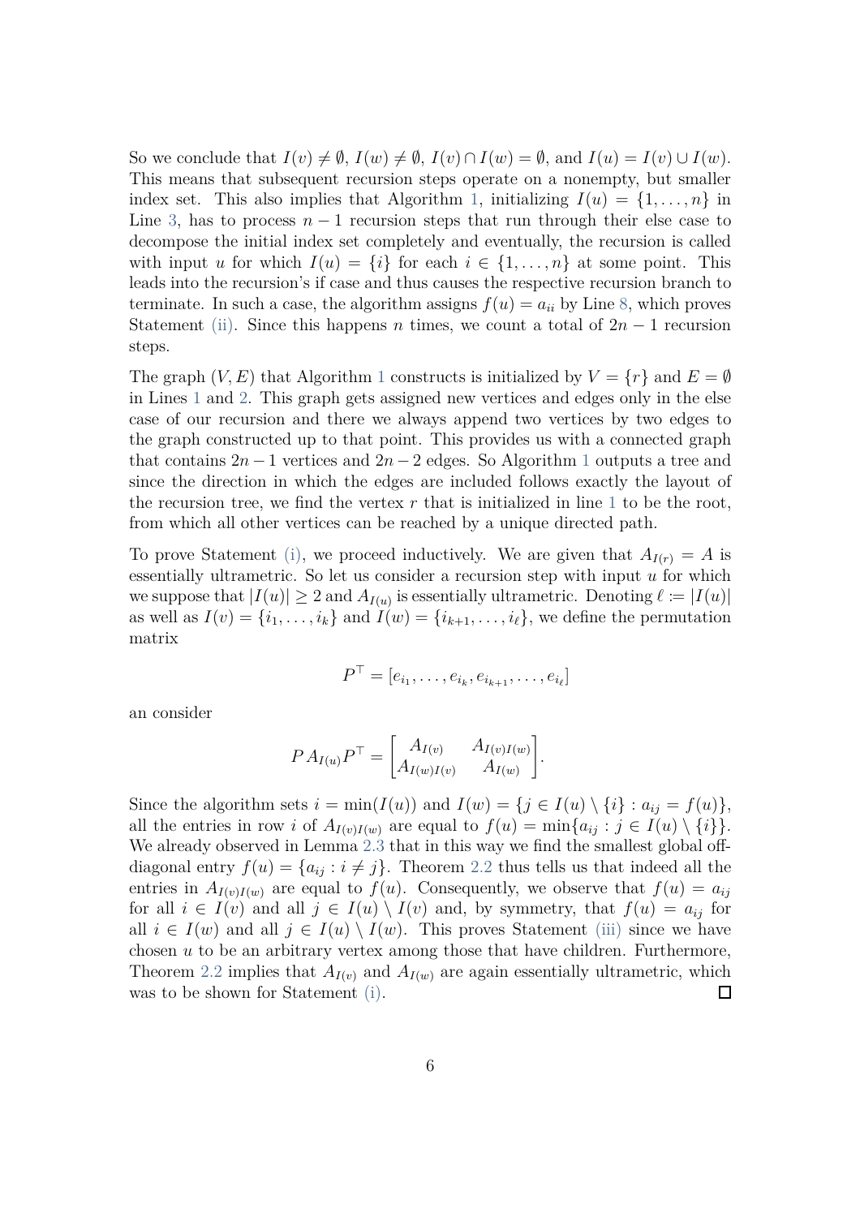So we conclude that $I(v) \neq \emptyset$, $I(w) \neq \emptyset$, $I(v) \cap I(w) = \emptyset$, and $I(u) = I(v) \cup I(w)$. This means that subsequent recursion steps operate on a nonempty, but smaller index set. This also implies that Algorithm 1, initializing $I(u) = \{1, \dots, n\}$ in Line 3, has to process $n-1$ recursion steps that run through their else case to decompose the initial index set completely and eventually, the recursion is called with input $u$ for which $I(u) = \{i\}$ for each $i \in \{1, \dots, n\}$ at some point. This leads into the recursion's if case and thus causes the respective recursion branch to terminate. In such a case, the algorithm assigns $f(u) = a_{ii}$ by Line 8, which proves Statement (ii). Since this happens $n$ times, we count a total of $2n-1$ recursion steps.

The graph $(V, E)$ that Algorithm 1 constructs is initialized by $V = \{r\}$ and $E = \emptyset$ in Lines 1 and 2. This graph gets assigned new vertices and edges only in the else case of our recursion and there we always append two vertices by two edges to the graph constructed up to that point. This provides us with a connected graph that contains $2n-1$ vertices and $2n-2$ edges. So Algorithm 1 outputs a tree and since the direction in which the edges are included follows exactly the layout of the recursion tree, we find the vertex $r$ that is initialized in line 1 to be the root, from which all other vertices can be reached by a unique directed path.

To prove Statement (i), we proceed inductively. We are given that $A_{I(r)} = A$ is essentially ultrametric. So let us consider a recursion step with input $u$ for which we suppose that $|I(u)| \geq 2$ and $A_{I(u)}$ is essentially ultrametric. Denoting $\ell \coloneqq |I(u)|$ as well as $I(v) = \{i_1, \dots, i_k\}$ and $I(w) = \{i_{k+1}, \dots, i_\ell\}$, we define the permutation matrix

$$P^\top = [e_{i_1}, \dots, e_{i_k}, e_{i_{k+1}}, \dots, e_{i_\ell}]$$

an consider

$$P A_{I(u)} P^\top = \begin{bmatrix} A_{I(v)} & A_{I(v)I(w)} \\ A_{I(w)I(v)} & A_{I(w)} \end{bmatrix}.$$

Since the algorithm sets $i = \min(I(u))$ and $I(w) = \{j \in I(u) \setminus \{i\} : a_{ij} = f(u)\}$, all the entries in row $i$ of $A_{I(v)I(w)}$ are equal to $f(u) = \min\{a_{ij} : j \in I(u) \setminus \{i\}\}$. We already observed in Lemma 2.3 that in this way we find the smallest global off-diagonal entry $f(u) = \{a_{ij} : i \neq j\}$. Theorem 2.2 thus tells us that indeed all the entries in $A_{I(v)I(w)}$ are equal to $f(u)$. Consequently, we observe that $f(u) = a_{ij}$ for all $i \in I(v)$ and all $j \in I(u) \setminus I(v)$ and, by symmetry, that $f(u) = a_{ij}$ for all $i \in I(w)$ and all $j \in I(u) \setminus I(w)$. This proves Statement (iii) since we have chosen $u$ to be an arbitrary vertex among those that have children. Furthermore, Theorem 2.2 implies that $A_{I(v)}$ and $A_{I(w)}$ are again essentially ultrametric, which was to be shown for Statement (i). ☐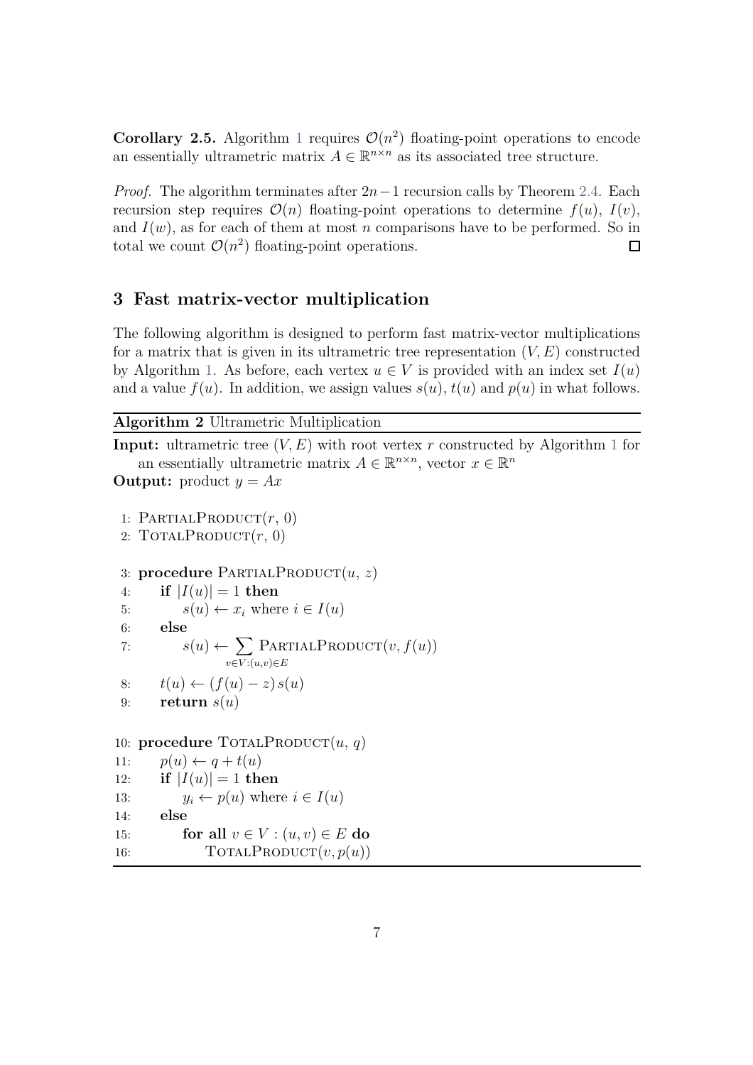**Corollary 2.5.** Algorithm 1 requires $\mathcal{O}(n^2)$ floating-point operations to encode an essentially ultrametric matrix $A \in \mathbb{R}^{n\times n}$ as its associated tree structure.

*Proof.* The algorithm terminates after $2n-1$ recursion calls by Theorem 2.4. Each recursion step requires $\mathcal{O}(n)$ floating-point operations to determine $f(u)$, $I(v)$, and $I(w)$, as for each of them at most $n$ comparisons have to be performed. So in total we count $\mathcal{O}(n^2)$ floating-point operations. □

## 3 Fast matrix-vector multiplication

The following algorithm is designed to perform fast matrix-vector multiplications for a matrix that is given in its ultrametric tree representation $(V, E)$ constructed by Algorithm 1. As before, each vertex $u \in V$ is provided with an index set $I(u)$ and a value $f(u)$. In addition, we assign values $s(u)$, $t(u)$ and $p(u)$ in what follows.

**Algorithm 2** Ultrametric Multiplication

**Input:** ultrametric tree $(V, E)$ with root vertex $r$ constructed by Algorithm 1 for an essentially ultrametric matrix $A \in \mathbb{R}^{n\times n}$, vector $x \in \mathbb{R}^n$

**Output:** product $y = Ax$

```
 1: PartialProduct(r, 0)
 2: TotalProduct(r, 0)

 3: procedure PartialProduct(u, z)
 4:     if |I(u)| = 1 then
 5:         s(u) ← x_i where i ∈ I(u)
 6:     else
 7:         s(u) ← Σ_{v∈V:(u,v)∈E} PartialProduct(v, f(u))
 8:     t(u) ← (f(u) − z) s(u)
 9:     return s(u)

10: procedure TotalProduct(u, q)
11:     p(u) ← q + t(u)
12:     if |I(u)| = 1 then
13:         y_i ← p(u) where i ∈ I(u)
14:     else
15:         for all v ∈ V : (u, v) ∈ E do
16:             TotalProduct(v, p(u))
```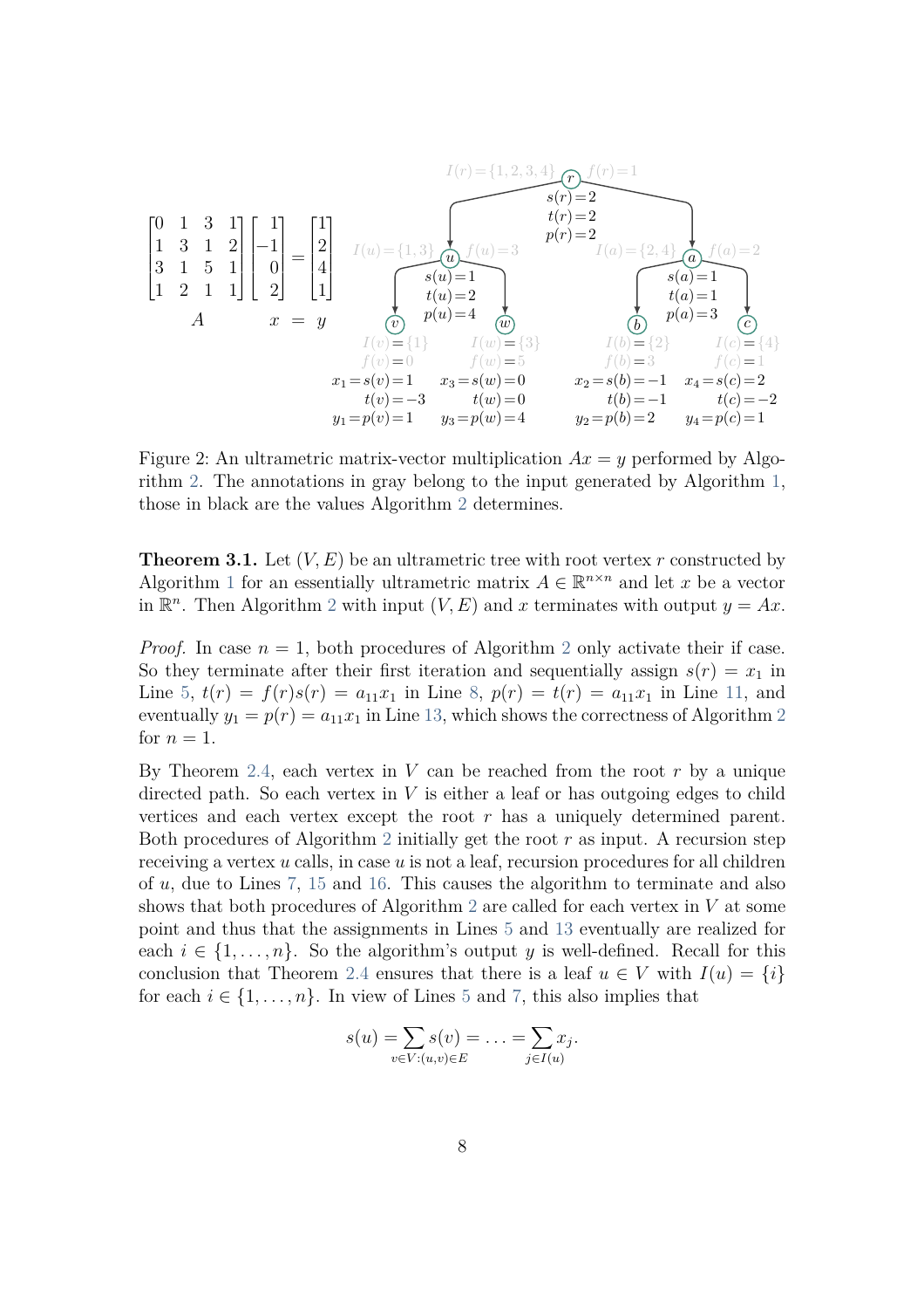$$
\begin{bmatrix} 0 & 1 & 3 & 1 \\ 1 & 3 & 1 & 2 \\ 3 & 1 & 5 & 1 \\ 1 & 2 & 1 & 1 \end{bmatrix}
\begin{bmatrix} 1 \\ -1 \\ 0 \\ 2 \end{bmatrix}
=
\begin{bmatrix} 1 \\ 2 \\ 4 \\ 1 \end{bmatrix}
$$

$A \quad x = y$

Tree: root $r$ with $I(r)=\{1,2,3,4\}$, $f(r)=1$; $s(r)=2$, $t(r)=2$, $p(r)=2$.

- $u$: $I(u)=\{1,3\}$, $f(u)=3$; $s(u)=1$, $t(u)=2$, $p(u)=4$
  - $v$: $I(v)=\{1\}$, $f(v)=0$; $x_1=s(v)=1$, $t(v)=-3$, $y_1=p(v)=1$
  - $w$: $I(w)=\{3\}$, $f(w)=5$; $x_3=s(w)=0$, $t(w)=0$, $y_3=p(w)=4$
- $a$: $I(a)=\{2,4\}$, $f(a)=2$; $s(a)=1$, $t(a)=1$, $p(a)=3$
  - $b$: $I(b)=\{2\}$, $f(b)=3$; $x_2=s(b)=-1$, $t(b)=-1$, $y_2=p(b)=2$
  - $c$: $I(c)=\{4\}$, $f(c)=1$; $x_4=s(c)=2$, $t(c)=-2$, $y_4=p(c)=1$

Figure 2: An ultrametric matrix-vector multiplication $Ax = y$ performed by Algorithm 2. The annotations in gray belong to the input generated by Algorithm 1, those in black are the values Algorithm 2 determines.

**Theorem 3.1.** Let $(V, E)$ be an ultrametric tree with root vertex $r$ constructed by Algorithm 1 for an essentially ultrametric matrix $A \in \mathbb{R}^{n\times n}$ and let $x$ be a vector in $\mathbb{R}^n$. Then Algorithm 2 with input $(V, E)$ and $x$ terminates with output $y = Ax$.

*Proof.* In case $n = 1$, both procedures of Algorithm 2 only activate their if case. So they terminate after their first iteration and sequentially assign $s(r) = x_1$ in Line 5, $t(r) = f(r)s(r) = a_{11}x_1$ in Line 8, $p(r) = t(r) = a_{11}x_1$ in Line 11, and eventually $y_1 = p(r) = a_{11}x_1$ in Line 13, which shows the correctness of Algorithm 2 for $n = 1$.

By Theorem 2.4, each vertex in $V$ can be reached from the root $r$ by a unique directed path. So each vertex in $V$ is either a leaf or has outgoing edges to child vertices and each vertex except the root $r$ has a uniquely determined parent. Both procedures of Algorithm 2 initially get the root $r$ as input. A recursion step receiving a vertex $u$ calls, in case $u$ is not a leaf, recursion procedures for all children of $u$, due to Lines 7, 15 and 16. This causes the algorithm to terminate and also shows that both procedures of Algorithm 2 are called for each vertex in $V$ at some point and thus that the assignments in Lines 5 and 13 eventually are realized for each $i \in \{1, \ldots, n\}$. So the algorithm's output $y$ is well-defined. Recall for this conclusion that Theorem 2.4 ensures that there is a leaf $u \in V$ with $I(u) = \{i\}$ for each $i \in \{1, \ldots, n\}$. In view of Lines 5 and 7, this also implies that

$$s(u) = \sum_{v\in V:(u,v)\in E} s(v) = \ldots = \sum_{j\in I(u)} x_j.$$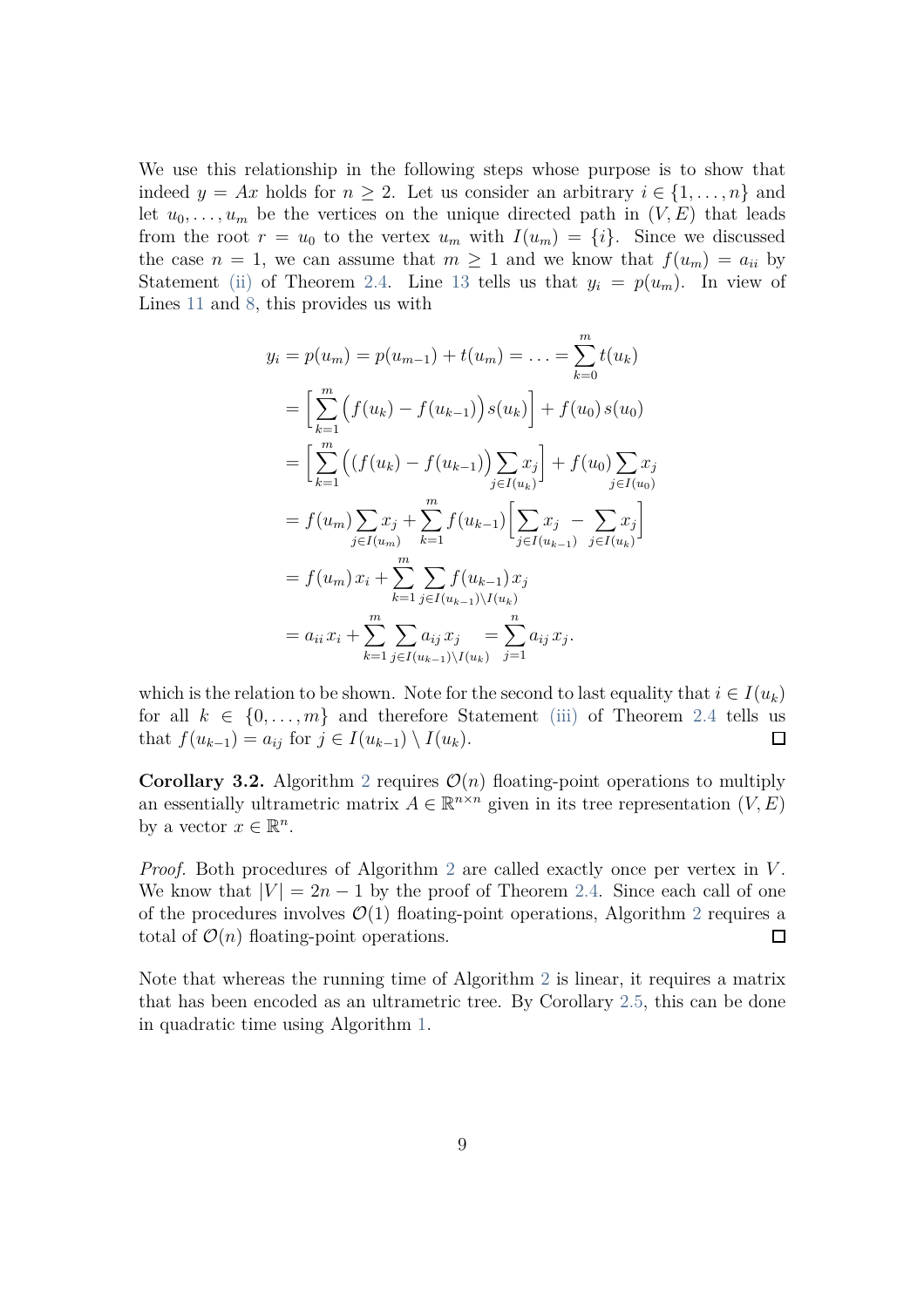We use this relationship in the following steps whose purpose is to show that indeed $y = Ax$ holds for $n \geq 2$. Let us consider an arbitrary $i \in \{1, \ldots, n\}$ and let $u_0, \ldots, u_m$ be the vertices on the unique directed path in $(V, E)$ that leads from the root $r = u_0$ to the vertex $u_m$ with $I(u_m) = \{i\}$. Since we discussed the case $n = 1$, we can assume that $m \geq 1$ and we know that $f(u_m) = a_{ii}$ by Statement (ii) of Theorem 2.4. Line 13 tells us that $y_i = p(u_m)$. In view of Lines 11 and 8, this provides us with

$$
\begin{aligned}
y_i = p(u_m) &= p(u_{m-1}) + t(u_m) = \ldots = \sum_{k=0}^{m} t(u_k) \\
&= \Big[ \sum_{k=1}^{m} \big( f(u_k) - f(u_{k-1}) \big) s(u_k) \Big] + f(u_0)\, s(u_0) \\
&= \Big[ \sum_{k=1}^{m} \Big( (f(u_k) - f(u_{k-1}) \Big) \sum_{j \in I(u_k)} x_j \Big] + f(u_0) \sum_{j \in I(u_0)} x_j \\
&= f(u_m) \sum_{j \in I(u_m)} x_j + \sum_{k=1}^{m} f(u_{k-1}) \Big[ \sum_{j \in I(u_{k-1})} x_j \; - \sum_{j \in I(u_k)} x_j \Big] \\
&= f(u_m)\, x_i + \sum_{k=1}^{m} \sum_{j \in I(u_{k-1}) \setminus I(u_k)} f(u_{k-1})\, x_j \\
&= a_{ii}\, x_i + \sum_{k=1}^{m} \sum_{j \in I(u_{k-1}) \setminus I(u_k)} a_{ij}\, x_j \;\; = \sum_{j=1}^{n} a_{ij}\, x_j .
\end{aligned}
$$

which is the relation to be shown. Note for the second to last equality that $i \in I(u_k)$ for all $k \in \{0, \ldots, m\}$ and therefore Statement (iii) of Theorem 2.4 tells us that $f(u_{k-1}) = a_{ij}$ for $j \in I(u_{k-1}) \setminus I(u_k)$. □

**Corollary 3.2.** Algorithm 2 requires $\mathcal{O}(n)$ floating-point operations to multiply an essentially ultrametric matrix $A \in \mathbb{R}^{n \times n}$ given in its tree representation $(V, E)$ by a vector $x \in \mathbb{R}^n$.

*Proof.* Both procedures of Algorithm 2 are called exactly once per vertex in $V$. We know that $|V| = 2n - 1$ by the proof of Theorem 2.4. Since each call of one of the procedures involves $\mathcal{O}(1)$ floating-point operations, Algorithm 2 requires a total of $\mathcal{O}(n)$ floating-point operations. □

Note that whereas the running time of Algorithm 2 is linear, it requires a matrix that has been encoded as an ultrametric tree. By Corollary 2.5, this can be done in quadratic time using Algorithm 1.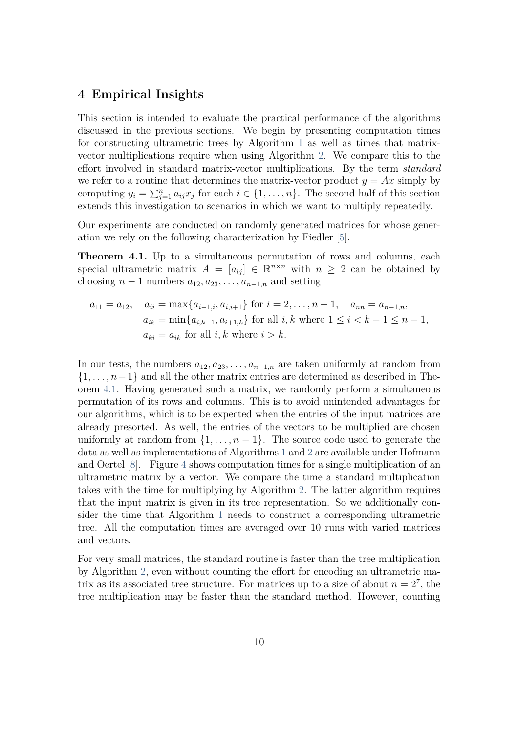## 4 Empirical Insights

This section is intended to evaluate the practical performance of the algorithms discussed in the previous sections. We begin by presenting computation times for constructing ultrametric trees by Algorithm 1 as well as times that matrix-vector multiplications require when using Algorithm 2. We compare this to the effort involved in standard matrix-vector multiplications. By the term *standard* we refer to a routine that determines the matrix-vector product $y = Ax$ simply by computing $y_i = \sum_{j=1}^{n} a_{ij}x_j$ for each $i \in \{1, \dots, n\}$. The second half of this section extends this investigation to scenarios in which we want to multiply repeatedly.

Our experiments are conducted on randomly generated matrices for whose generation we rely on the following characterization by Fiedler [5].

**Theorem 4.1.** Up to a simultaneous permutation of rows and columns, each special ultrametric matrix $A = [a_{ij}] \in \mathbb{R}^{n \times n}$ with $n \geq 2$ can be obtained by choosing $n - 1$ numbers $a_{12}, a_{23}, \dots, a_{n-1,n}$ and setting

$$
\begin{aligned}
a_{11} = a_{12}, \quad a_{ii} &= \max\{a_{i-1,i}, a_{i,i+1}\} \text{ for } i = 2, \dots, n-1, \quad a_{nn} = a_{n-1,n}, \\
a_{ik} &= \min\{a_{i,k-1}, a_{i+1,k}\} \text{ for all } i, k \text{ where } 1 \leq i < k - 1 \leq n - 1, \\
a_{ki} &= a_{ik} \text{ for all } i, k \text{ where } i > k.
\end{aligned}
$$

In our tests, the numbers $a_{12}, a_{23}, \dots, a_{n-1,n}$ are taken uniformly at random from $\{1, \dots, n-1\}$ and all the other matrix entries are determined as described in Theorem 4.1. Having generated such a matrix, we randomly perform a simultaneous permutation of its rows and columns. This is to avoid unintended advantages for our algorithms, which is to be expected when the entries of the input matrices are already presorted. As well, the entries of the vectors to be multiplied are chosen uniformly at random from $\{1, \dots, n - 1\}$. The source code used to generate the data as well as implementations of Algorithms 1 and 2 are available under Hofmann and Oertel [8]. Figure 4 shows computation times for a single multiplication of an ultrametric matrix by a vector. We compare the time a standard multiplication takes with the time for multiplying by Algorithm 2. The latter algorithm requires that the input matrix is given in its tree representation. So we additionally consider the time that Algorithm 1 needs to construct a corresponding ultrametric tree. All the computation times are averaged over 10 runs with varied matrices and vectors.

For very small matrices, the standard routine is faster than the tree multiplication by Algorithm 2, even without counting the effort for encoding an ultrametric matrix as its associated tree structure. For matrices up to a size of about $n = 2^7$, the tree multiplication may be faster than the standard method. However, counting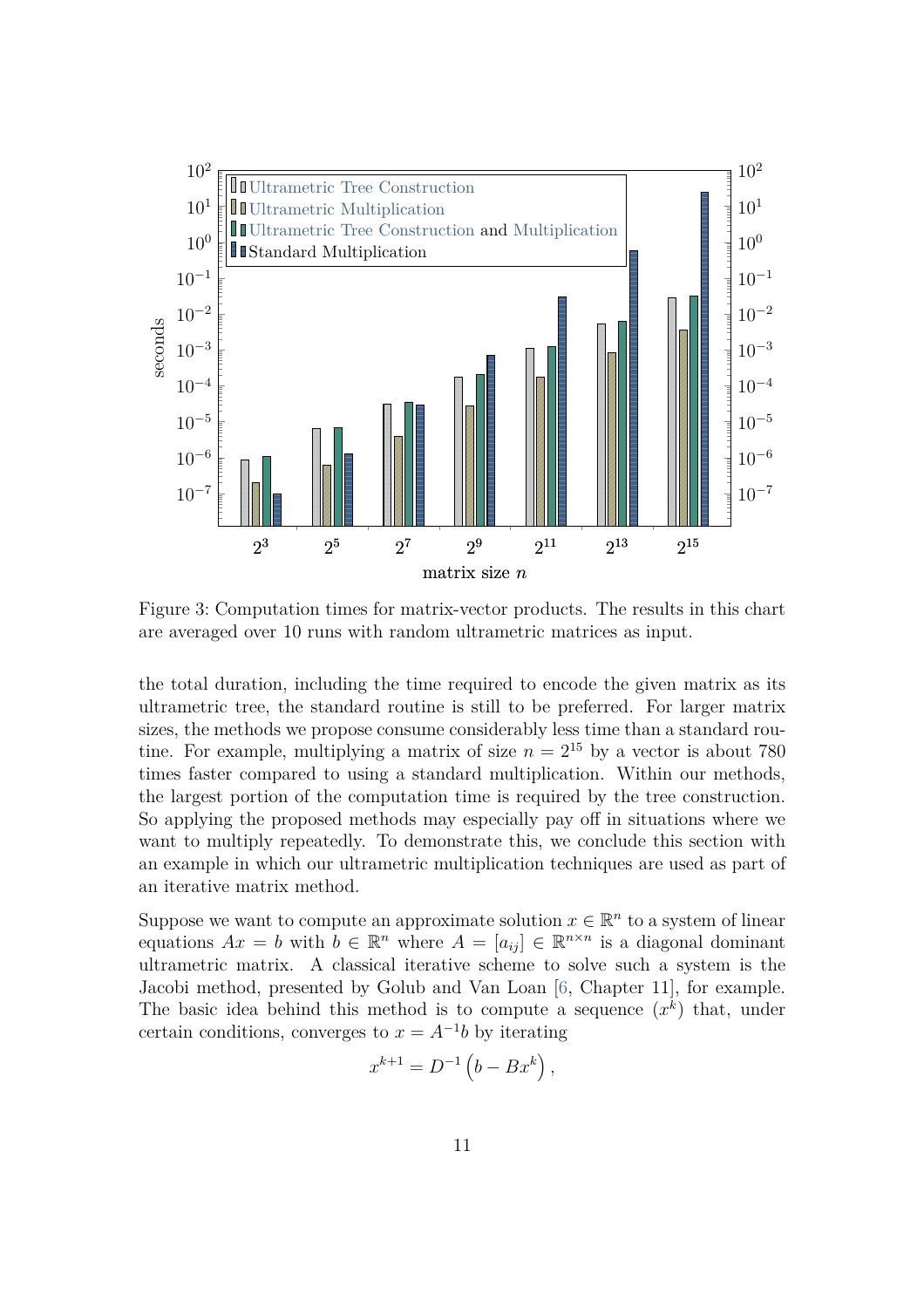Figure 3: Computation times for matrix-vector products. The results in this chart are averaged over 10 runs with random ultrametric matrices as input.

the total duration, including the time required to encode the given matrix as its ultrametric tree, the standard routine is still to be preferred. For larger matrix sizes, the methods we propose consume considerably less time than a standard routine. For example, multiplying a matrix of size $n = 2^{15}$ by a vector is about 780 times faster compared to using a standard multiplication. Within our methods, the largest portion of the computation time is required by the tree construction. So applying the proposed methods may especially pay off in situations where we want to multiply repeatedly. To demonstrate this, we conclude this section with an example in which our ultrametric multiplication techniques are used as part of an iterative matrix method.

Suppose we want to compute an approximate solution $x \in \mathbb{R}^n$ to a system of linear equations $Ax = b$ with $b \in \mathbb{R}^n$ where $A = [a_{ij}] \in \mathbb{R}^{n \times n}$ is a diagonal dominant ultrametric matrix. A classical iterative scheme to solve such a system is the Jacobi method, presented by Golub and Van Loan [6, Chapter 11], for example. The basic idea behind this method is to compute a sequence $(x^k)$ that, under certain conditions, converges to $x = A^{-1}b$ by iterating

$$x^{k+1} = D^{-1}\left(b - Bx^k\right),$$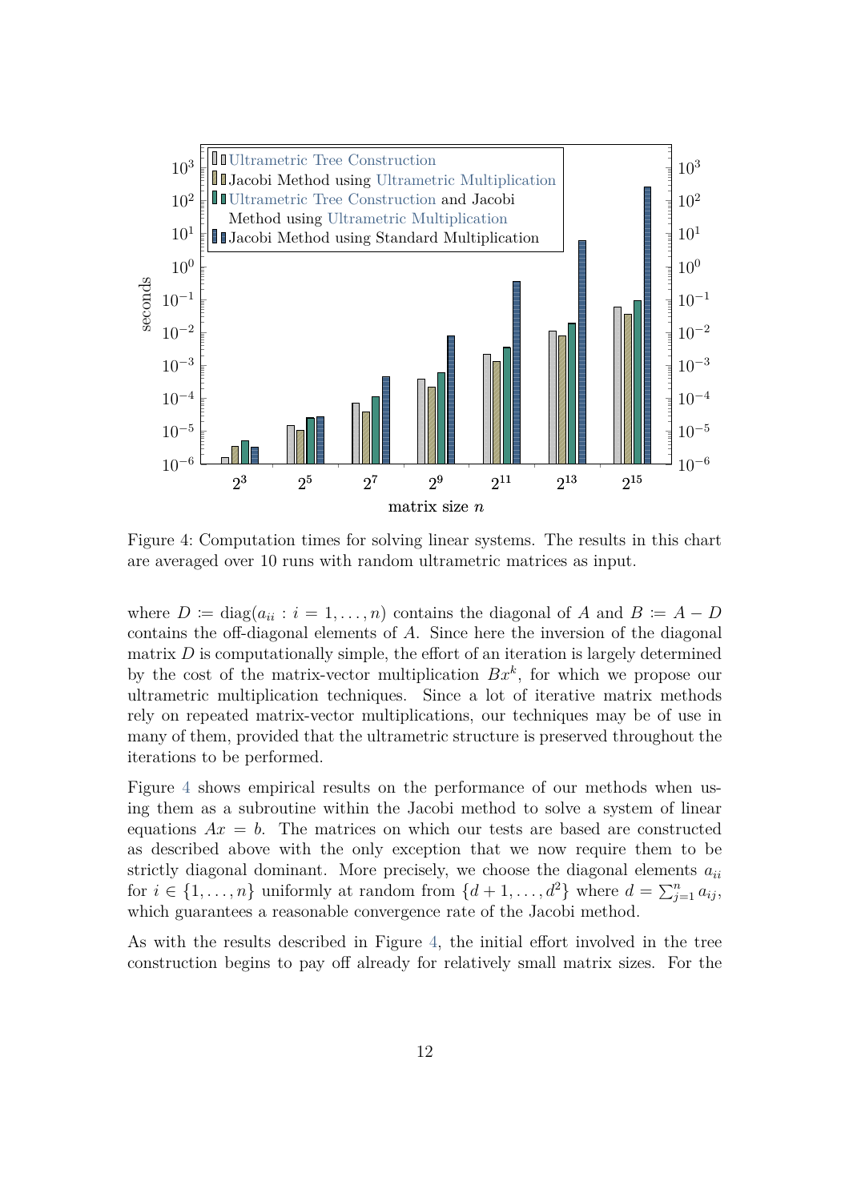Figure 4: Computation times for solving linear systems. The results in this chart are averaged over 10 runs with random ultrametric matrices as input.

where $D \coloneqq \operatorname{diag}(a_{ii} : i = 1, \ldots, n)$ contains the diagonal of $A$ and $B \coloneqq A - D$ contains the off-diagonal elements of $A$. Since here the inversion of the diagonal matrix $D$ is computationally simple, the effort of an iteration is largely determined by the cost of the matrix-vector multiplication $Bx^k$, for which we propose our ultrametric multiplication techniques. Since a lot of iterative matrix methods rely on repeated matrix-vector multiplications, our techniques may be of use in many of them, provided that the ultrametric structure is preserved throughout the iterations to be performed.

Figure 4 shows empirical results on the performance of our methods when using them as a subroutine within the Jacobi method to solve a system of linear equations $Ax = b$. The matrices on which our tests are based are constructed as described above with the only exception that we now require them to be strictly diagonal dominant. More precisely, we choose the diagonal elements $a_{ii}$ for $i \in \{1, \ldots, n\}$ uniformly at random from $\{d+1, \ldots, d^2\}$ where $d = \sum_{j=1}^{n} a_{ij}$, which guarantees a reasonable convergence rate of the Jacobi method.

As with the results described in Figure 4, the initial effort involved in the tree construction begins to pay off already for relatively small matrix sizes. For the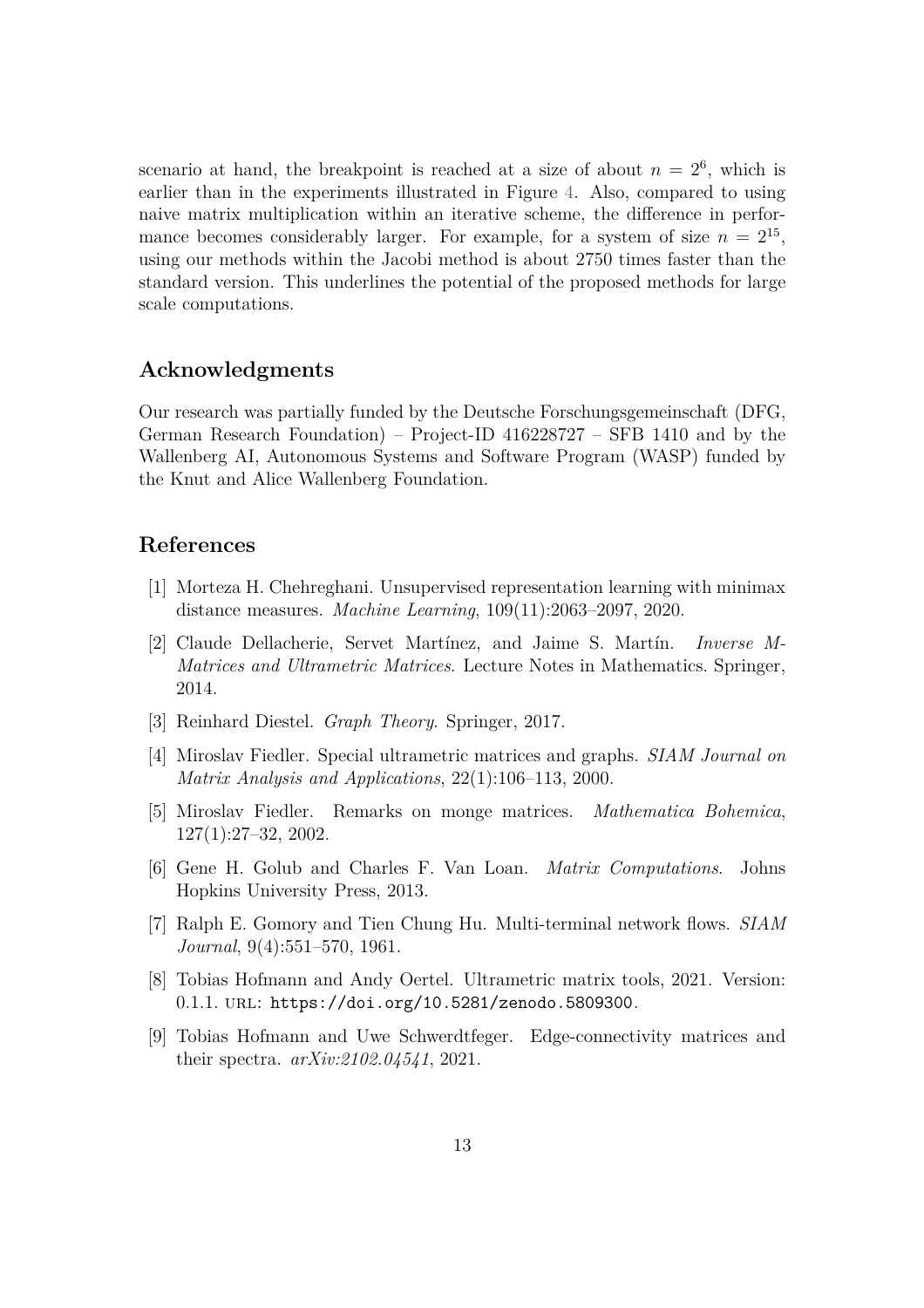scenario at hand, the breakpoint is reached at a size of about $n = 2^6$, which is earlier than in the experiments illustrated in Figure 4. Also, compared to using naive matrix multiplication within an iterative scheme, the difference in performance becomes considerably larger. For example, for a system of size $n = 2^{15}$, using our methods within the Jacobi method is about 2750 times faster than the standard version. This underlines the potential of the proposed methods for large scale computations.

## Acknowledgments

Our research was partially funded by the Deutsche Forschungsgemeinschaft (DFG, German Research Foundation) – Project-ID 416228727 – SFB 1410 and by the Wallenberg AI, Autonomous Systems and Software Program (WASP) funded by the Knut and Alice Wallenberg Foundation.

## References

[1] Morteza H. Chehreghani. Unsupervised representation learning with minimax distance measures. *Machine Learning*, 109(11):2063–2097, 2020.

[2] Claude Dellacherie, Servet Martínez, and Jaime S. Martín. *Inverse M-Matrices and Ultrametric Matrices*. Lecture Notes in Mathematics. Springer, 2014.

[3] Reinhard Diestel. *Graph Theory*. Springer, 2017.

[4] Miroslav Fiedler. Special ultrametric matrices and graphs. *SIAM Journal on Matrix Analysis and Applications*, 22(1):106–113, 2000.

[5] Miroslav Fiedler. Remarks on monge matrices. *Mathematica Bohemica*, 127(1):27–32, 2002.

[6] Gene H. Golub and Charles F. Van Loan. *Matrix Computations*. Johns Hopkins University Press, 2013.

[7] Ralph E. Gomory and Tien Chung Hu. Multi-terminal network flows. *SIAM Journal*, 9(4):551–570, 1961.

[8] Tobias Hofmann and Andy Oertel. Ultrametric matrix tools, 2021. Version: 0.1.1. URL: `https://doi.org/10.5281/zenodo.5809300`.

[9] Tobias Hofmann and Uwe Schwerdtfeger. Edge-connectivity matrices and their spectra. *arXiv:2102.04541*, 2021.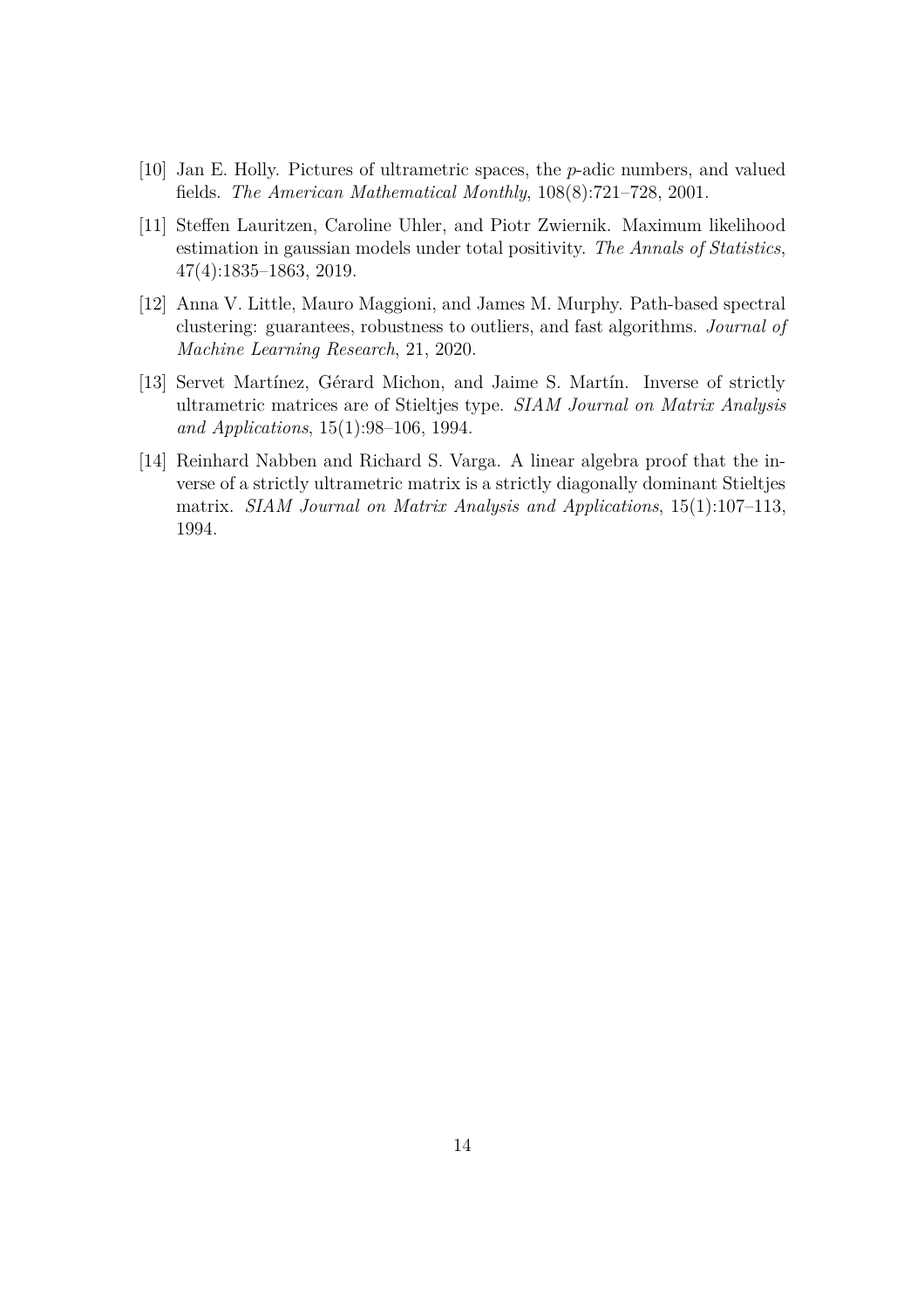[10] Jan E. Holly. Pictures of ultrametric spaces, the $p$-adic numbers, and valued fields. *The American Mathematical Monthly*, 108(8):721–728, 2001.

[11] Steffen Lauritzen, Caroline Uhler, and Piotr Zwiernik. Maximum likelihood estimation in gaussian models under total positivity. *The Annals of Statistics*, 47(4):1835–1863, 2019.

[12] Anna V. Little, Mauro Maggioni, and James M. Murphy. Path-based spectral clustering: guarantees, robustness to outliers, and fast algorithms. *Journal of Machine Learning Research*, 21, 2020.

[13] Servet Martínez, Gérard Michon, and Jaime S. Martín. Inverse of strictly ultrametric matrices are of Stieltjes type. *SIAM Journal on Matrix Analysis and Applications*, 15(1):98–106, 1994.

[14] Reinhard Nabben and Richard S. Varga. A linear algebra proof that the inverse of a strictly ultrametric matrix is a strictly diagonally dominant Stieltjes matrix. *SIAM Journal on Matrix Analysis and Applications*, 15(1):107–113, 1994.